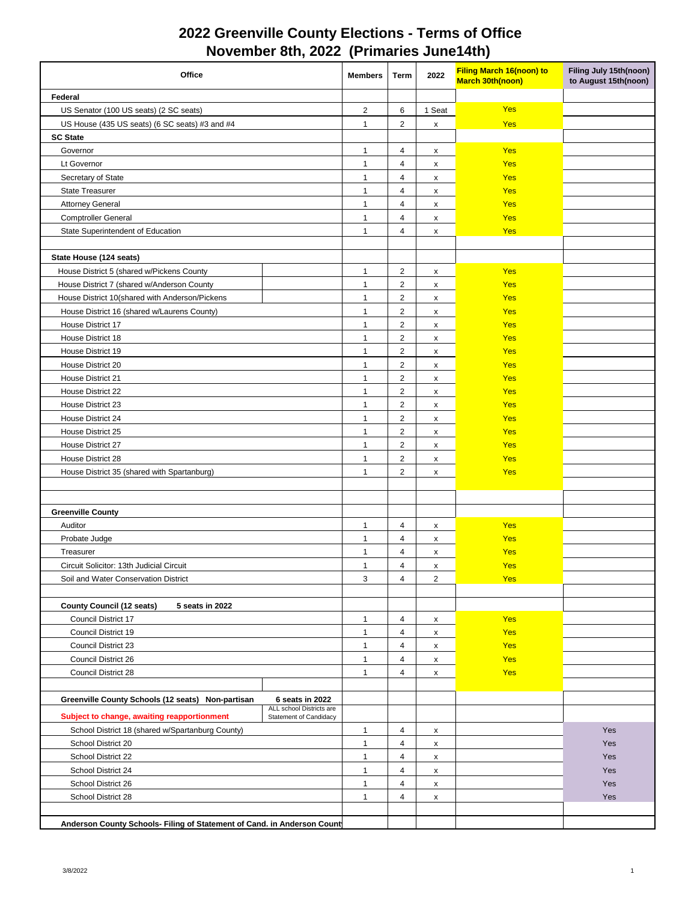# 2022 Greenville County Elections - Terms of Office
## November 8th, 2022 (Primaries June14th)

| Office | Members | Term | 2022 | Filing March 16(noon) to March 30th(noon) | Filing July 15th(noon) to August 15th(noon) |
|---|---|---|---|---|---|
| **Federal** | | | | | |
| US Senator (100 US seats) (2 SC seats) | 2 | 6 | 1 Seat | Yes | |
| US House (435 US seats) (6 SC seats) #3 and #4 | 1 | 2 | x | Yes | |
| **SC State** | | | | | |
| Governor | 1 | 4 | x | Yes | |
| Lt Governor | 1 | 4 | x | Yes | |
| Secretary of State | 1 | 4 | x | Yes | |
| State Treasurer | 1 | 4 | x | Yes | |
| Attorney General | 1 | 4 | x | Yes | |
| Comptroller General | 1 | 4 | x | Yes | |
| State Superintendent of Education | 1 | 4 | x | Yes | |
| | | | | | |
| **State House (124 seats)** | | | | | |
| House District 5 (shared w/Pickens County | 1 | 2 | x | Yes | |
| House District 7 (shared w/Anderson County | 1 | 2 | x | Yes | |
| House District 10(shared with Anderson/Pickens | 1 | 2 | x | Yes | |
| House District 16 (shared w/Laurens County) | 1 | 2 | x | Yes | |
| House District 17 | 1 | 2 | x | Yes | |
| House District 18 | 1 | 2 | x | Yes | |
| House District 19 | 1 | 2 | x | Yes | |
| House District 20 | 1 | 2 | x | Yes | |
| House District 21 | 1 | 2 | x | Yes | |
| House District 22 | 1 | 2 | x | Yes | |
| House District 23 | 1 | 2 | x | Yes | |
| House District 24 | 1 | 2 | x | Yes | |
| House District 25 | 1 | 2 | x | Yes | |
| House District 27 | 1 | 2 | x | Yes | |
| House District 28 | 1 | 2 | x | Yes | |
| House District 35 (shared with Spartanburg) | 1 | 2 | x | Yes | |
| | | | | | |
| | | | | | |
| **Greenville County** | | | | | |
| Auditor | 1 | 4 | x | Yes | |
| Probate Judge | 1 | 4 | x | Yes | |
| Treasurer | 1 | 4 | x | Yes | |
| Circuit Solicitor: 13th Judicial Circuit | 1 | 4 | x | Yes | |
| Soil and Water Conservation District | 3 | 4 | 2 | Yes | |
| | | | | | |
| **County Council (12 seats) 5 seats in 2022** | | | | | |
| Council District 17 | 1 | 4 | x | Yes | |
| Council District 19 | 1 | 4 | x | Yes | |
| Council District 23 | 1 | 4 | x | Yes | |
| Council District 26 | 1 | 4 | x | Yes | |
| Council District 28 | 1 | 4 | x | Yes | |
| | | | | | |
| **Greenville County Schools (12 seats) Non-partisan 6 seats in 2022** | | | | | |
| **Subject to change, awaiting reapportionment** — ALL school Districts are Statement of Candidacy | | | | | |
| School District 18 (shared w/Spartanburg County) | 1 | 4 | x | | Yes |
| School District 20 | 1 | 4 | x | | Yes |
| School District 22 | 1 | 4 | x | | Yes |
| School District 24 | 1 | 4 | x | | Yes |
| School District 26 | 1 | 4 | x | | Yes |
| School District 28 | 1 | 4 | x | | Yes |
| | | | | | |
| **Anderson County Schools- Filing of Statement of Cand. in Anderson County** | | | | | |

3/8/2022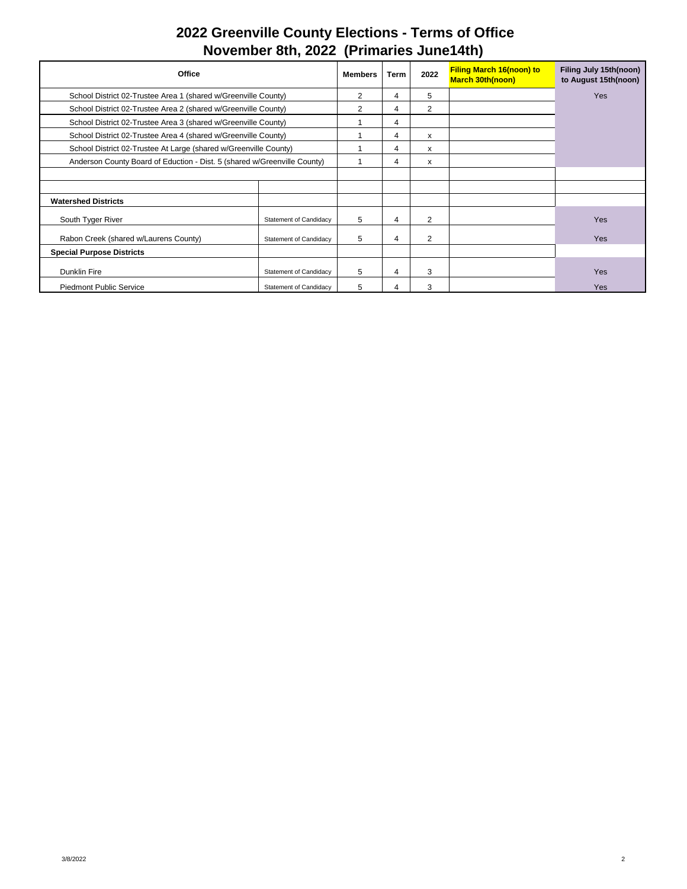# 2022 Greenville County Elections - Terms of Office
# November 8th, 2022 (Primaries June14th)

| Office | | Members | Term | 2022 | Filing March 16(noon) to March 30th(noon) | Filing July 15th(noon) to August 15th(noon) |
|---|---|---|---|---|---|---|
| School District 02-Trustee Area 1 (shared w/Greenville County) | | 2 | 4 | 5 | | Yes |
| School District 02-Trustee Area 2 (shared w/Greenville County) | | 2 | 4 | 2 | | |
| School District 02-Trustee Area 3 (shared w/Greenville County) | | 1 | 4 | | | |
| School District 02-Trustee Area 4 (shared w/Greenville County) | | 1 | 4 | x | | |
| School District 02-Trustee At Large (shared w/Greenville County) | | 1 | 4 | x | | |
| Anderson County Board of Eduction - Dist. 5 (shared w/Greenville County) | | 1 | 4 | x | | |
| | | | | | | |
| | | | | | | |
| **Watershed Districts** | | | | | | |
| South Tyger River | Statement of Candidacy | 5 | 4 | 2 | | Yes |
| Rabon Creek (shared w/Laurens County) | Statement of Candidacy | 5 | 4 | 2 | | Yes |
| **Special Purpose Districts** | | | | | | |
| Dunklin Fire | Statement of Candidacy | 5 | 4 | 3 | | Yes |
| Piedmont Public Service | Statement of Candidacy | 5 | 4 | 3 | | Yes |

3/8/2022